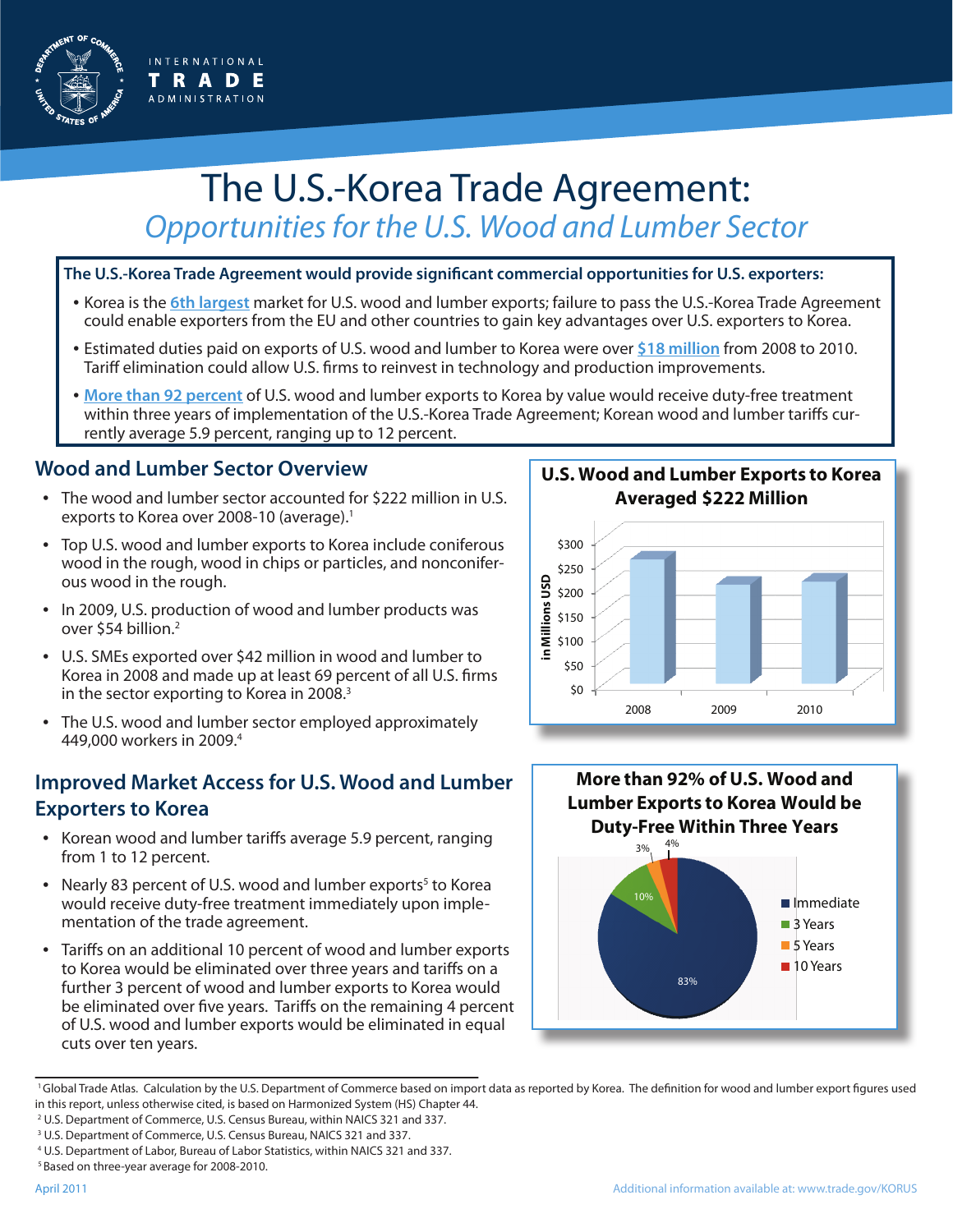# The U.S.-Korea Trade Agreement:

## *Opportunities for the U.S. Wood and Lumber Sector*

**The U.S.-Korea Trade Agreement would provide significant commercial opportunities for U.S. exporters:**

- Korea is the **6th largest** market for U.S. wood and lumber exports; failure to pass the U.S.-Korea Trade Agreement could enable exporters from the EU and other countries to gain key advantages over U.S. exporters to Korea.
- Estimated duties paid on exports of U.S. wood and lumber to Korea were over **$18 million** from 2008 to 2010. Tariff elimination could allow U.S. firms to reinvest in technology and production improvements.
- **More than 92 percent** of U.S. wood and lumber exports to Korea by value would receive duty-free treatment within three years of implementation of the U.S.-Korea Trade Agreement; Korean wood and lumber tariffs currently average 5.9 percent, ranging up to 12 percent.

## Wood and Lumber Sector Overview

- The wood and lumber sector accounted for $222 million in U.S. exports to Korea over 2008-10 (average).[1]
- Top U.S. wood and lumber exports to Korea include coniferous wood in the rough, wood in chips or particles, and nonconiferous wood in the rough.
- In 2009, U.S. production of wood and lumber products was over $54 billion.[2]
- U.S. SMEs exported over $42 million in wood and lumber to Korea in 2008 and made up at least 69 percent of all U.S. firms in the sector exporting to Korea in 2008.[3]
- The U.S. wood and lumber sector employed approximately 449,000 workers in 2009.[4]

**U.S. Wood and Lumber Exports to Korea Averaged $222 Million**

## Improved Market Access for U.S. Wood and Lumber Exporters to Korea

- Korean wood and lumber tariffs average 5.9 percent, ranging from 1 to 12 percent.
- Nearly 83 percent of U.S. wood and lumber exports[5] to Korea would receive duty-free treatment immediately upon implementation of the trade agreement.
- Tariffs on an additional 10 percent of wood and lumber exports to Korea would be eliminated over three years and tariffs on a further 3 percent of wood and lumber exports to Korea would be eliminated over five years. Tariffs on the remaining 4 percent of U.S. wood and lumber exports would be eliminated in equal cuts over ten years.

**More than 92% of U.S. Wood and Lumber Exports to Korea Would be Duty-Free Within Three Years**

| Staging | Share |
|---|---|
| Immediate | 83% |
| 3 Years | 10% |
| 5 Years | 3% |
| 10 Years | 4% |

---

[1] Global Trade Atlas. Calculation by the U.S. Department of Commerce based on import data as reported by Korea. The definition for wood and lumber export figures used in this report, unless otherwise cited, is based on Harmonized System (HS) Chapter 44.

[2] U.S. Department of Commerce, U.S. Census Bureau, within NAICS 321 and 337.

[3] U.S. Department of Commerce, U.S. Census Bureau, NAICS 321 and 337.

[4] U.S. Department of Labor, Bureau of Labor Statistics, within NAICS 321 and 337.

[5] Based on three-year average for 2008-2010.

April 2011

Additional information available at: www.trade.gov/KORUS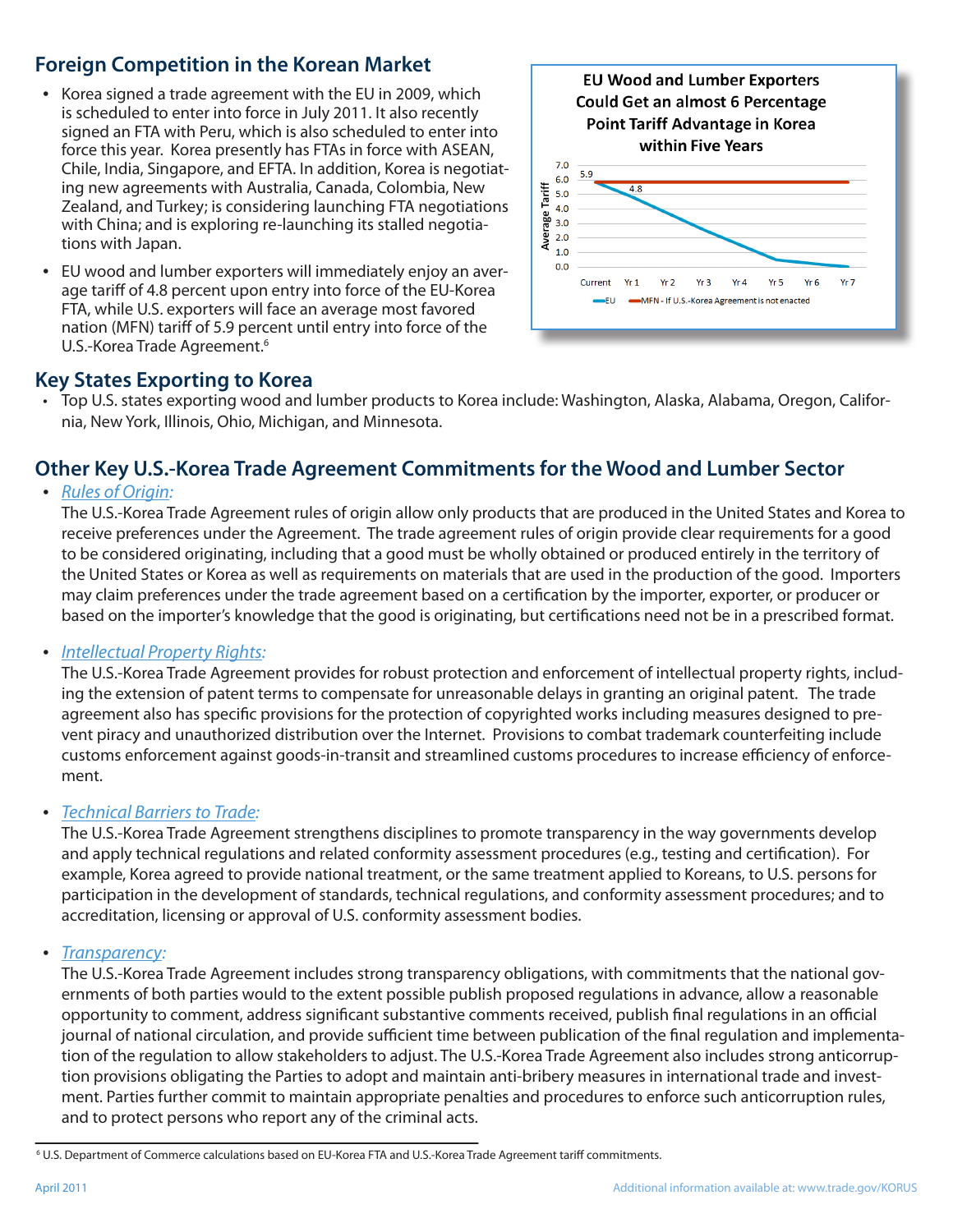## Foreign Competition in the Korean Market

- Korea signed a trade agreement with the EU in 2009, which is scheduled to enter into force in July 2011. It also recently signed an FTA with Peru, which is also scheduled to enter into force this year. Korea presently has FTAs in force with ASEAN, Chile, India, Singapore, and EFTA. In addition, Korea is negotiating new agreements with Australia, Canada, Colombia, New Zealand, and Turkey; is considering launching FTA negotiations with China; and is exploring re-launching its stalled negotiations with Japan.
- EU wood and lumber exporters will immediately enjoy an average tariff of 4.8 percent upon entry into force of the EU-Korea FTA, while U.S. exporters will face an average most favored nation (MFN) tariff of 5.9 percent until entry into force of the U.S.-Korea Trade Agreement.[6]

**EU Wood and Lumber Exporters Could Get an almost 6 Percentage Point Tariff Advantage in Korea within Five Years**

Average Tariff

7.0
6.0
5.0
4.0
3.0
2.0
1.0
0.0

5.9
4.8

Current Yr 1 Yr 2 Yr 3 Yr 4 Yr 5 Yr 6 Yr 7

EU
MFN - If U.S.-Korea Agreement is not enacted

## Key States Exporting to Korea

- Top U.S. states exporting wood and lumber products to Korea include: Washington, Alaska, Alabama, Oregon, California, New York, Illinois, Ohio, Michigan, and Minnesota.

## Other Key U.S.-Korea Trade Agreement Commitments for the Wood and Lumber Sector

- *Rules of Origin:*
  The U.S.-Korea Trade Agreement rules of origin allow only products that are produced in the United States and Korea to receive preferences under the Agreement. The trade agreement rules of origin provide clear requirements for a good to be considered originating, including that a good must be wholly obtained or produced entirely in the territory of the United States or Korea as well as requirements on materials that are used in the production of the good. Importers may claim preferences under the trade agreement based on a certification by the importer, exporter, or producer or based on the importer's knowledge that the good is originating, but certifications need not be in a prescribed format.

- *Intellectual Property Rights:*
  The U.S.-Korea Trade Agreement provides for robust protection and enforcement of intellectual property rights, including the extension of patent terms to compensate for unreasonable delays in granting an original patent. The trade agreement also has specific provisions for the protection of copyrighted works including measures designed to prevent piracy and unauthorized distribution over the Internet. Provisions to combat trademark counterfeiting include customs enforcement against goods-in-transit and streamlined customs procedures to increase efficiency of enforcement.

- *Technical Barriers to Trade:*
  The U.S.-Korea Trade Agreement strengthens disciplines to promote transparency in the way governments develop and apply technical regulations and related conformity assessment procedures (e.g., testing and certification). For example, Korea agreed to provide national treatment, or the same treatment applied to Koreans, to U.S. persons for participation in the development of standards, technical regulations, and conformity assessment procedures; and to accreditation, licensing or approval of U.S. conformity assessment bodies.

- *Transparency:*
  The U.S.-Korea Trade Agreement includes strong transparency obligations, with commitments that the national governments of both parties would to the extent possible publish proposed regulations in advance, allow a reasonable opportunity to comment, address significant substantive comments received, publish final regulations in an official journal of national circulation, and provide sufficient time between publication of the final regulation and implementation of the regulation to allow stakeholders to adjust. The U.S.-Korea Trade Agreement also includes strong anticorruption provisions obligating the Parties to adopt and maintain anti-bribery measures in international trade and investment. Parties further commit to maintain appropriate penalties and procedures to enforce such anticorruption rules, and to protect persons who report any of the criminal acts.

[6] U.S. Department of Commerce calculations based on EU-Korea FTA and U.S.-Korea Trade Agreement tariff commitments.

April 2011

Additional information available at: www.trade.gov/KORUS